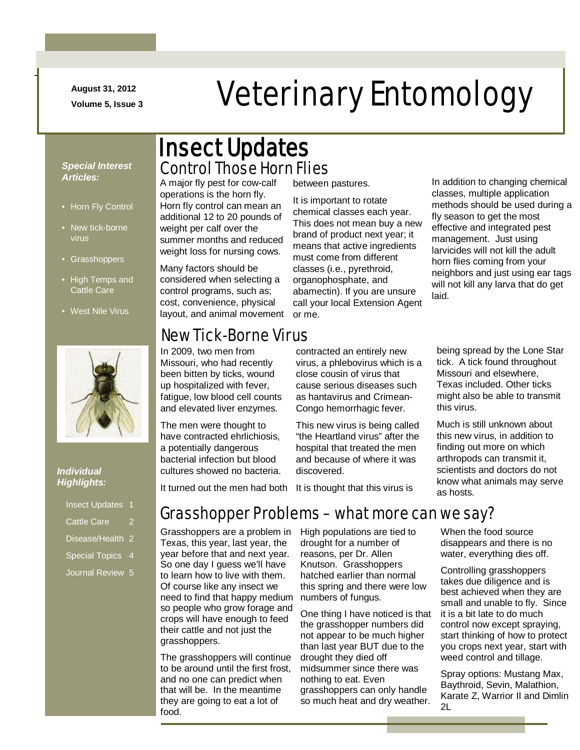August 31, 2012

Volume 5, Issue 3

# Veterinary Entomology

***Special Interest Articles:***

- Horn Fly Control
- New tick-borne virus
- Grasshoppers
- High Temps and Cattle Care
- West Nile Virus

***Individual Highlights:***

| | |
|---|---|
| Insect Updates | 1 |
| Cattle Care | 2 |
| Disease/Health | 2 |
| Special Topics | 4 |
| Journal Review | 5 |

## Insect Updates

### Control Those Horn Flies

A major fly pest for cow-calf operations is the horn fly. Horn fly control can mean an additional 12 to 20 pounds of weight per calf over the summer months and reduced weight loss for nursing cows.

Many factors should be considered when selecting a control programs, such as; cost, convenience, physical layout, and animal movement between pastures.

It is important to rotate chemical classes each year. This does not mean buy a new brand of product next year; it means that active ingredients must come from different classes (i.e., pyrethroid, organophosphate, and abamectin). If you are unsure call your local Extension Agent or me.

In addition to changing chemical classes, multiple application methods should be used during a fly season to get the most effective and integrated pest management. Just using larvicides will not kill the adult horn flies coming from your neighbors and just using ear tags will not kill any larva that do get laid.

### New Tick-Borne Virus

In 2009, two men from Missouri, who had recently been bitten by ticks, wound up hospitalized with fever, fatigue, low blood cell counts and elevated liver enzymes.

The men were thought to have contracted ehrlichiosis, a potentially dangerous bacterial infection but blood cultures showed no bacteria.

It turned out the men had both contracted an entirely new virus, a phlebovirus which is a close cousin of virus that cause serious diseases such as hantavirus and Crimean-Congo hemorrhagic fever.

This new virus is being called "the Heartland virus" after the hospital that treated the men and because of where it was discovered.

It is thought that this virus is being spread by the Lone Star tick. A tick found throughout Missouri and elsewhere, Texas included. Other ticks might also be able to transmit this virus.

Much is still unknown about this new virus, in addition to finding out more on which arthropods can transmit it, scientists and doctors do not know what animals may serve as hosts.

### Grasshopper Problems – what more can we say?

Grasshoppers are a problem in Texas, this year, last year, the year before that and next year. So one day I guess we'll have to learn how to live with them. Of course like any insect we need to find that happy medium so people who grow forage and crops will have enough to feed their cattle and not just the grasshoppers.

The grasshoppers will continue to be around until the first frost, and no one can predict when that will be. In the meantime they are going to eat a lot of food.

High populations are tied to drought for a number of reasons, per Dr. Allen Knutson. Grasshoppers hatched earlier than normal this spring and there were low numbers of fungus.

One thing I have noticed is that the grasshopper numbers did not appear to be much higher than last year BUT due to the drought they died off midsummer since there was nothing to eat. Even grasshoppers can only handle so much heat and dry weather. When the food source disappears and there is no water, everything dies off.

Controlling grasshoppers takes due diligence and is best achieved when they are small and unable to fly. Since it is a bit late to do much control now except spraying, start thinking of how to protect you crops next year, start with weed control and tillage.

Spray options: Mustang Max, Baythroid, Sevin, Malathion, Karate Z, Warrior II and Dimlin 2L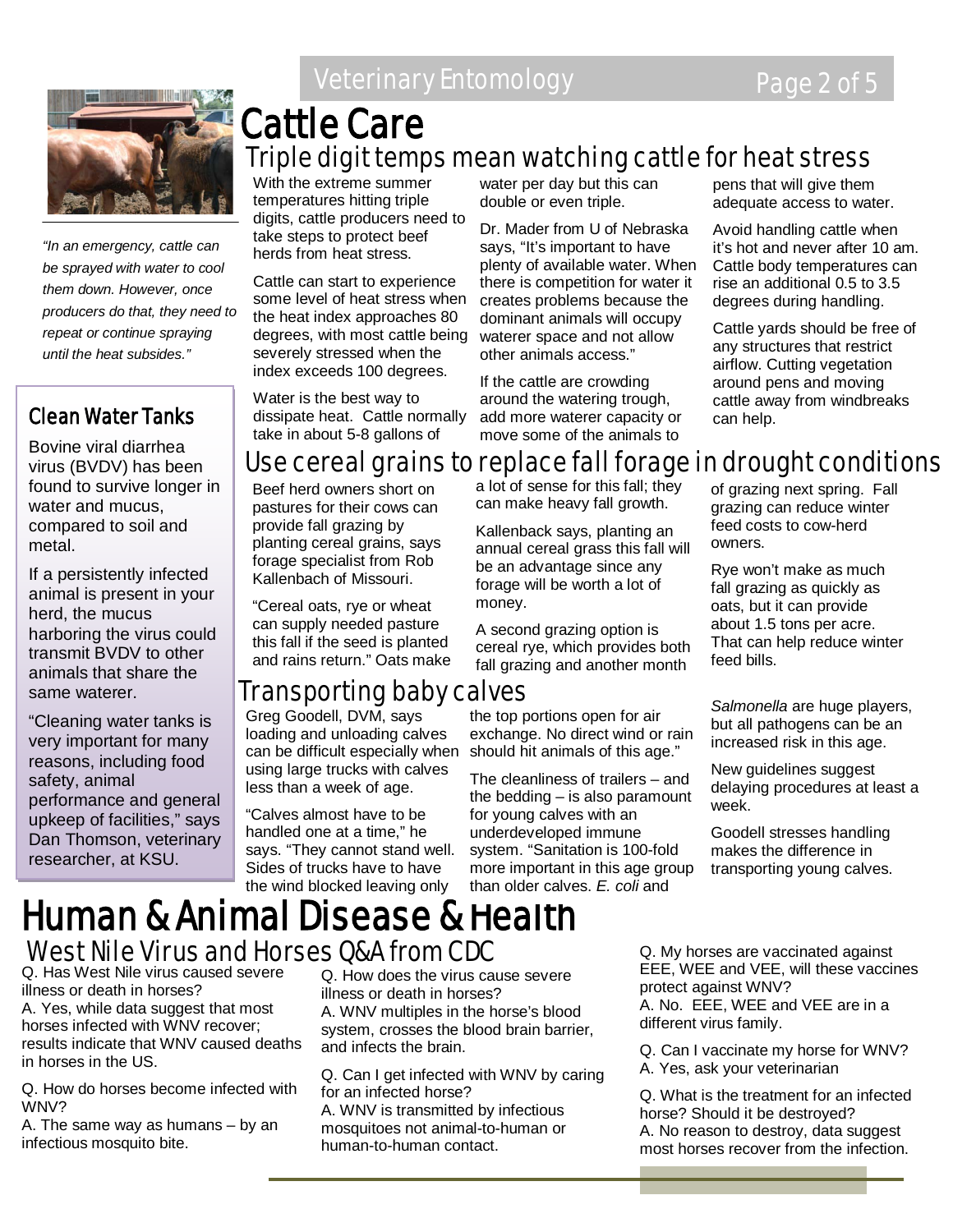# Cattle Care

## Triple digit temps mean watching cattle for heat stress

With the extreme summer temperatures hitting triple digits, cattle producers need to take steps to protect beef herds from heat stress.

Cattle can start to experience some level of heat stress when the heat index approaches 80 degrees, with most cattle being severely stressed when the index exceeds 100 degrees.

Water is the best way to dissipate heat. Cattle normally take in about 5-8 gallons of water per day but this can double or even triple.

Dr. Mader from U of Nebraska says, "It's important to have plenty of available water. When there is competition for water it creates problems because the dominant animals will occupy waterer space and not allow other animals access."

If the cattle are crowding around the watering trough, add more waterer capacity or move some of the animals to pens that will give them adequate access to water.

Avoid handling cattle when it's hot and never after 10 am. Cattle body temperatures can rise an additional 0.5 to 3.5 degrees during handling.

Cattle yards should be free of any structures that restrict airflow. Cutting vegetation around pens and moving cattle away from windbreaks can help.

*"In an emergency, cattle can be sprayed with water to cool them down. However, once producers do that, they need to repeat or continue spraying until the heat subsides."*

### Clean Water Tanks

Bovine viral diarrhea virus (BVDV) has been found to survive longer in water and mucus, compared to soil and metal.

If a persistently infected animal is present in your herd, the mucus harboring the virus could transmit BVDV to other animals that share the same waterer.

"Cleaning water tanks is very important for many reasons, including food safety, animal performance and general upkeep of facilities," says Dan Thomson, veterinary researcher, at KSU.

## Use cereal grains to replace fall forage in drought conditions

Beef herd owners short on pastures for their cows can provide fall grazing by planting cereal grains, says forage specialist from Rob Kallenbach of Missouri.

"Cereal oats, rye or wheat can supply needed pasture this fall if the seed is planted and rains return." Oats make a lot of sense for this fall; they can make heavy fall growth.

Kallenback says, planting an annual cereal grass this fall will be an advantage since any forage will be worth a lot of money.

A second grazing option is cereal rye, which provides both fall grazing and another month of grazing next spring. Fall grazing can reduce winter feed costs to cow-herd owners.

Rye won't make as much fall grazing as quickly as oats, but it can provide about 1.5 tons per acre. That can help reduce winter feed bills.

## Transporting baby calves

Greg Goodell, DVM, says loading and unloading calves can be difficult especially when using large trucks with calves less than a week of age.

"Calves almost have to be handled one at a time," he says. "They cannot stand well. Sides of trucks have to have the wind blocked leaving only the top portions open for air exchange. No direct wind or rain should hit animals of this age."

The cleanliness of trailers – and the bedding – is also paramount for young calves with an underdeveloped immune system. "Sanitation is 100-fold more important in this age group than older calves. *E. coli* and *Salmonella* are huge players, but all pathogens can be an increased risk in this age.

New guidelines suggest delaying procedures at least a week.

Goodell stresses handling makes the difference in transporting young calves.

# Human & Animal Disease & Health

## West Nile Virus and Horses Q&A from CDC

Q. Has West Nile virus caused severe illness or death in horses?
A. Yes, while data suggest that most horses infected with WNV recover; results indicate that WNV caused deaths in horses in the US.

Q. How do horses become infected with WNV?
A. The same way as humans – by an infectious mosquito bite.

Q. How does the virus cause severe illness or death in horses?
A. WNV multiples in the horse's blood system, crosses the blood brain barrier, and infects the brain.

Q. Can I get infected with WNV by caring for an infected horse?
A. WNV is transmitted by infectious mosquitoes not animal-to-human or human-to-human contact.

Q. My horses are vaccinated against EEE, WEE and VEE, will these vaccines protect against WNV?
A. No. EEE, WEE and VEE are in a different virus family.

Q. Can I vaccinate my horse for WNV?
A. Yes, ask your veterinarian

Q. What is the treatment for an infected horse? Should it be destroyed?
A. No reason to destroy, data suggest most horses recover from the infection.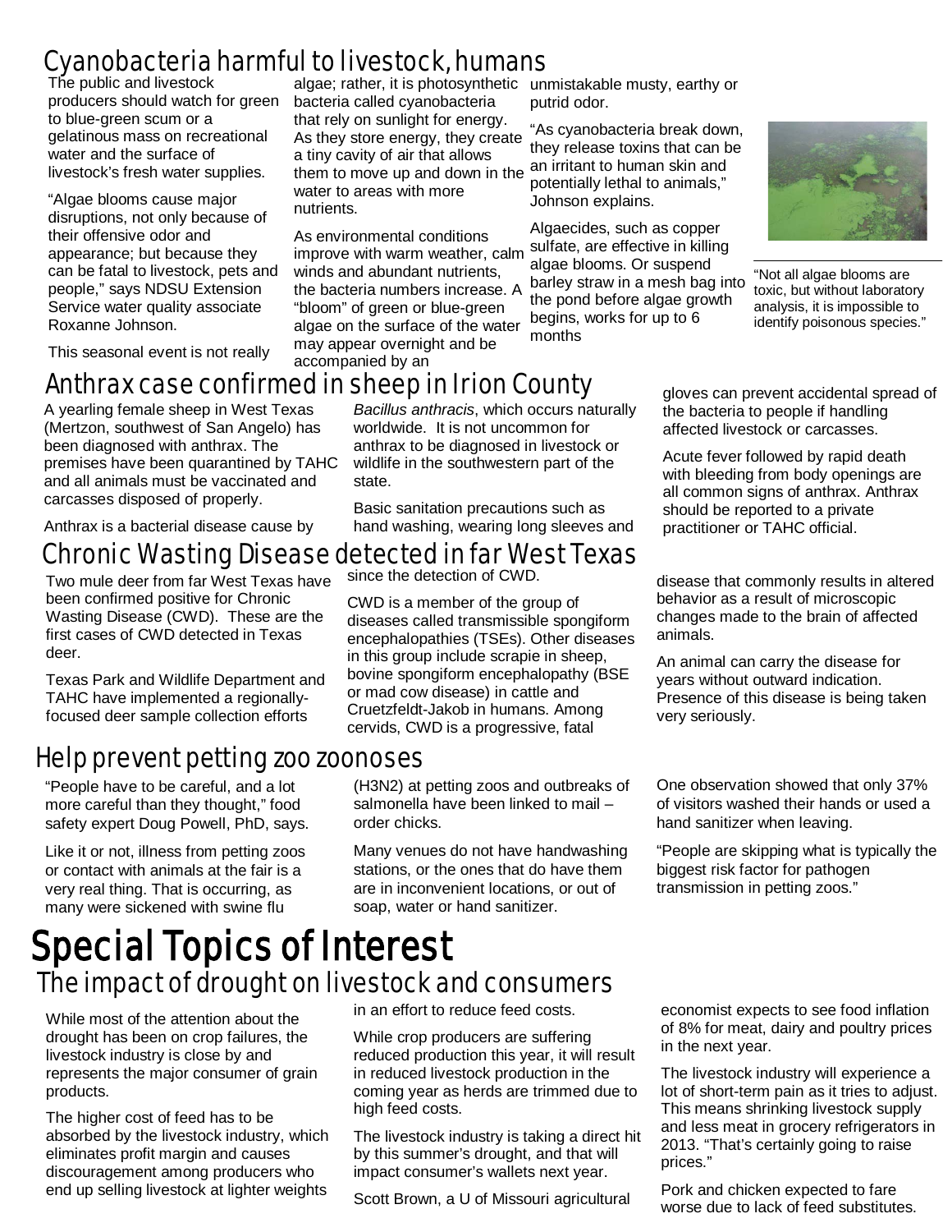## Cyanobacteria harmful to livestock, humans

The public and livestock producers should watch for green to blue-green scum or a gelatinous mass on recreational water and the surface of livestock's fresh water supplies.

"Algae blooms cause major disruptions, not only because of their offensive odor and appearance; but because they can be fatal to livestock, pets and people," says NDSU Extension Service water quality associate Roxanne Johnson.

This seasonal event is not really algae; rather, it is photosynthetic bacteria called cyanobacteria that rely on sunlight for energy. As they store energy, they create a tiny cavity of air that allows them to move up and down in the water to areas with more nutrients.

As environmental conditions improve with warm weather, calm winds and abundant nutrients, the bacteria numbers increase. A "bloom" of green or blue-green algae on the surface of the water may appear overnight and be accompanied by an unmistakable musty, earthy or putrid odor.

"As cyanobacteria break down, they release toxins that can be an irritant to human skin and potentially lethal to animals," Johnson explains.

Algaecides, such as copper sulfate, are effective in killing algae blooms. Or suspend barley straw in a mesh bag into the pond before algae growth begins, works for up to 6 months

"Not all algae blooms are toxic, but without laboratory analysis, it is impossible to identify poisonous species."

## Anthrax case confirmed in sheep in Irion County

A yearling female sheep in West Texas (Mertzon, southwest of San Angelo) has been diagnosed with anthrax. The premises have been quarantined by TAHC and all animals must be vaccinated and carcasses disposed of properly.

Anthrax is a bacterial disease cause by *Bacillus anthracis*, which occurs naturally worldwide. It is not uncommon for anthrax to be diagnosed in livestock or wildlife in the southwestern part of the state.

Basic sanitation precautions such as hand washing, wearing long sleeves and gloves can prevent accidental spread of the bacteria to people if handling affected livestock or carcasses.

Acute fever followed by rapid death with bleeding from body openings are all common signs of anthrax. Anthrax should be reported to a private practitioner or TAHC official.

## Chronic Wasting Disease detected in far West Texas

Two mule deer from far West Texas have been confirmed positive for Chronic Wasting Disease (CWD). These are the first cases of CWD detected in Texas deer.

Texas Park and Wildlife Department and TAHC have implemented a regionally-focused deer sample collection efforts since the detection of CWD.

CWD is a member of the group of diseases called transmissible spongiform encephalopathies (TSEs). Other diseases in this group include scrapie in sheep, bovine spongiform encephalopathy (BSE or mad cow disease) in cattle and Cruetzfeldt-Jakob in humans. Among cervids, CWD is a progressive, fatal disease that commonly results in altered behavior as a result of microscopic changes made to the brain of affected animals.

An animal can carry the disease for years without outward indication. Presence of this disease is being taken very seriously.

## Help prevent petting zoo zoonoses

"People have to be careful, and a lot more careful than they thought," food safety expert Doug Powell, PhD, says.

Like it or not, illness from petting zoos or contact with animals at the fair is a very real thing. That is occurring, as many were sickened with swine flu (H3N2) at petting zoos and outbreaks of salmonella have been linked to mail – order chicks.

Many venues do not have handwashing stations, or the ones that do have them are in inconvenient locations, or out of soap, water or hand sanitizer.

One observation showed that only 37% of visitors washed their hands or used a hand sanitizer when leaving.

"People are skipping what is typically the biggest risk factor for pathogen transmission in petting zoos."

# Special Topics of Interest

## The impact of drought on livestock and consumers

While most of the attention about the drought has been on crop failures, the livestock industry is close by and represents the major consumer of grain products.

The higher cost of feed has to be absorbed by the livestock industry, which eliminates profit margin and causes discouragement among producers who end up selling livestock at lighter weights in an effort to reduce feed costs.

While crop producers are suffering reduced production this year, it will result in reduced livestock production in the coming year as herds are trimmed due to high feed costs.

The livestock industry is taking a direct hit by this summer's drought, and that will impact consumer's wallets next year.

Scott Brown, a U of Missouri agricultural economist expects to see food inflation of 8% for meat, dairy and poultry prices in the next year.

The livestock industry will experience a lot of short-term pain as it tries to adjust. This means shrinking livestock supply and less meat in grocery refrigerators in 2013. "That's certainly going to raise prices."

Pork and chicken expected to fare worse due to lack of feed substitutes.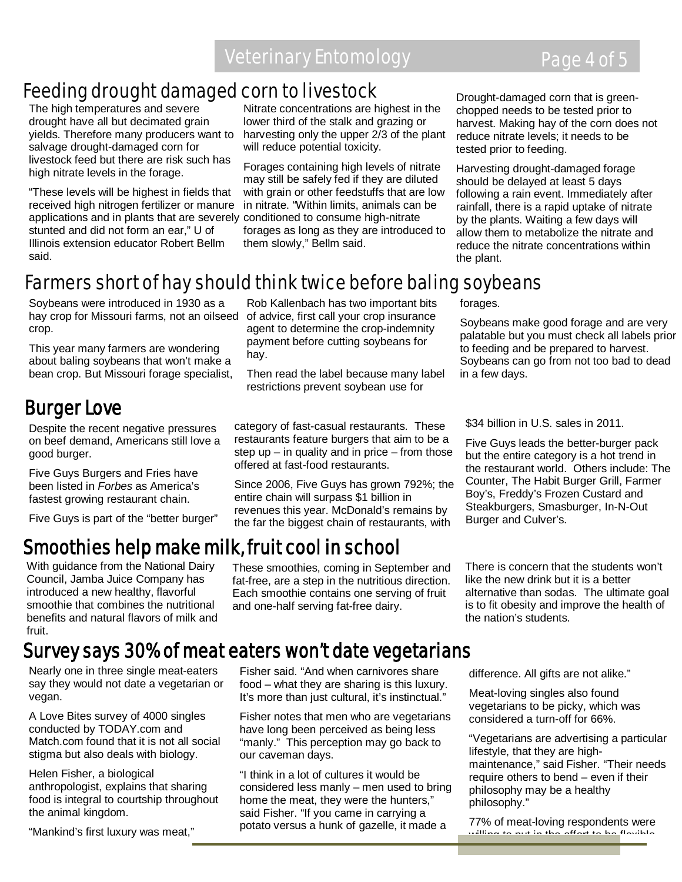## Feeding drought damaged corn to livestock

The high temperatures and severe drought have all but decimated grain yields. Therefore many producers want to salvage drought-damaged corn for livestock feed but there are risk such has high nitrate levels in the forage.

"These levels will be highest in fields that received high nitrogen fertilizer or manure applications and in plants that are severely stunted and did not form an ear," U of Illinois extension educator Robert Bellm said.

Nitrate concentrations are highest in the lower third of the stalk and grazing or harvesting only the upper 2/3 of the plant will reduce potential toxicity.

Forages containing high levels of nitrate may still be safely fed if they are diluted with grain or other feedstuffs that are low in nitrate. "Within limits, animals can be conditioned to consume high-nitrate forages as long as they are introduced to them slowly," Bellm said.

Drought-damaged corn that is green-chopped needs to be tested prior to harvest. Making hay of the corn does not reduce nitrate levels; it needs to be tested prior to feeding.

Harvesting drought-damaged forage should be delayed at least 5 days following a rain event. Immediately after rainfall, there is a rapid uptake of nitrate by the plants. Waiting a few days will allow them to metabolize the nitrate and reduce the nitrate concentrations within the plant.

## Farmers short of hay should think twice before baling soybeans

Soybeans were introduced in 1930 as a hay crop for Missouri farms, not an oilseed crop.

This year many farmers are wondering about baling soybeans that won't make a bean crop. But Missouri forage specialist, Rob Kallenbach has two important bits of advice, first call your crop insurance agent to determine the crop-indemnity payment before cutting soybeans for hay.

Then read the label because many label restrictions prevent soybean use for forages.

Soybeans make good forage and are very palatable but you must check all labels prior to feeding and be prepared to harvest. Soybeans can go from not too bad to dead in a few days.

## Burger Love

Despite the recent negative pressures on beef demand, Americans still love a good burger.

Five Guys Burgers and Fries have been listed in *Forbes* as America's fastest growing restaurant chain.

Five Guys is part of the "better burger" category of fast-casual restaurants. These restaurants feature burgers that aim to be a step up – in quality and in price – from those offered at fast-food restaurants.

Since 2006, Five Guys has grown 792%; the entire chain will surpass $1 billion in revenues this year. McDonald's remains by the far the biggest chain of restaurants, with $34 billion in U.S. sales in 2011.

Five Guys leads the better-burger pack but the entire category is a hot trend in the restaurant world. Others include: The Counter, The Habit Burger Grill, Farmer Boy's, Freddy's Frozen Custard and Steakburgers, Smasburger, In-N-Out Burger and Culver's.

## Smoothies help make milk, fruit cool in school

With guidance from the National Dairy Council, Jamba Juice Company has introduced a new healthy, flavorful smoothie that combines the nutritional benefits and natural flavors of milk and fruit.

These smoothies, coming in September and fat-free, are a step in the nutritious direction. Each smoothie contains one serving of fruit and one-half serving fat-free dairy.

There is concern that the students won't like the new drink but it is a better alternative than sodas. The ultimate goal is to fit obesity and improve the health of the nation's students.

## Survey says 30% of meat eaters won't date vegetarians

Nearly one in three single meat-eaters say they would not date a vegetarian or vegan.

A Love Bites survey of 4000 singles conducted by TODAY.com and Match.com found that it is not all social stigma but also deals with biology.

Helen Fisher, a biological anthropologist, explains that sharing food is integral to courtship throughout the animal kingdom.

"Mankind's first luxury was meat," Fisher said. "And when carnivores share food – what they are sharing is this luxury. It's more than just cultural, it's instinctual."

Fisher notes that men who are vegetarians have long been perceived as being less "manly." This perception may go back to our caveman days.

"I think in a lot of cultures it would be considered less manly – men used to bring home the meat, they were the hunters," said Fisher. "If you came in carrying a potato versus a hunk of gazelle, it made a difference. All gifts are not alike."

Meat-loving singles also found vegetarians to be picky, which was considered a turn-off for 66%.

"Vegetarians are advertising a particular lifestyle, that they are high-maintenance," said Fisher. "Their needs require others to bend – even if their philosophy may be a healthy philosophy."

77% of meat-loving respondents were willing to put in the effort to be flexible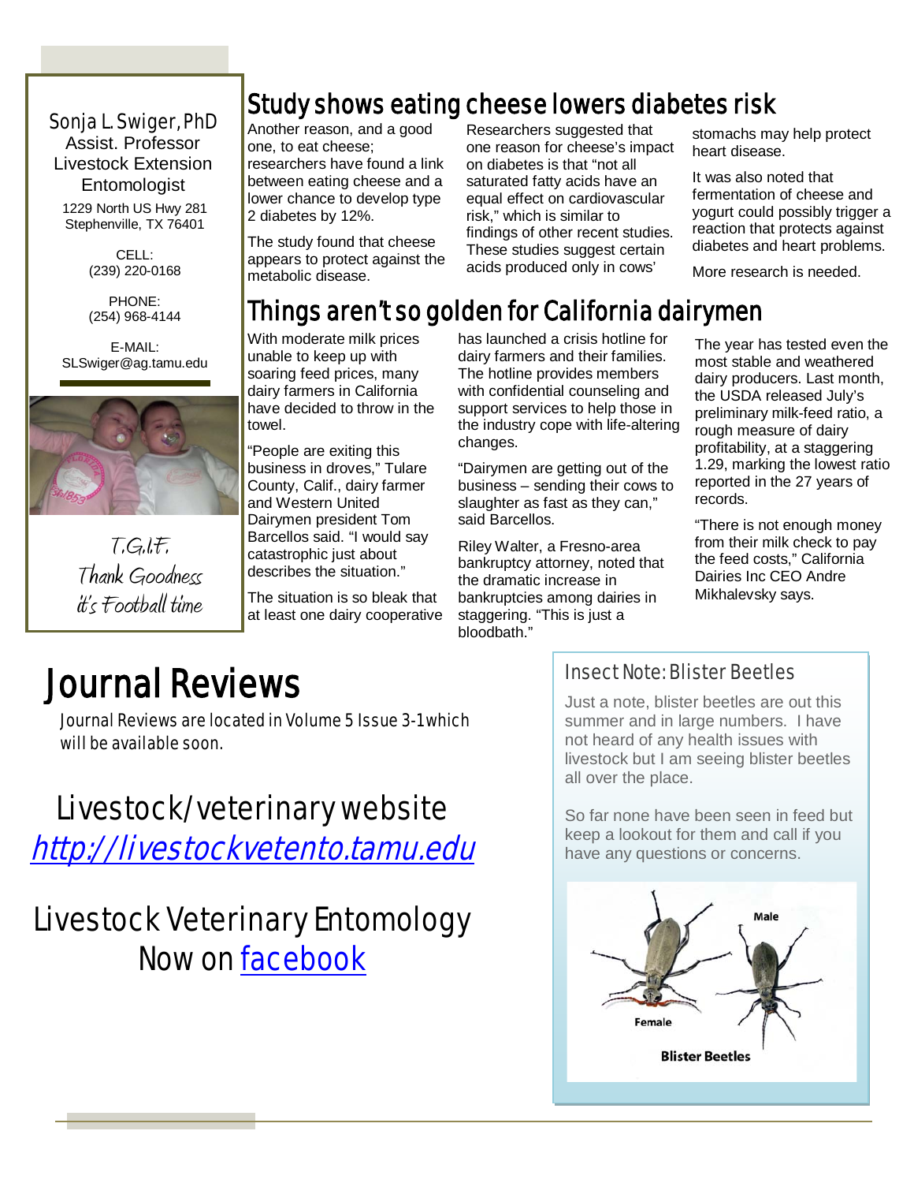Sonja L. Swiger, PhD
Assist. Professor
Livestock Extension
Entomologist

1229 North US Hwy 281
Stephenville, TX 76401

CELL:
(239) 220-0168

PHONE:
(254) 968-4144

E-MAIL:
SLSwiger@ag.tamu.edu

T.G.I.F.
Thank Goodness
it's Football time

## Study shows eating cheese lowers diabetes risk

Another reason, and a good one, to eat cheese; researchers have found a link between eating cheese and a lower chance to develop type 2 diabetes by 12%.

The study found that cheese appears to protect against the metabolic disease.

Researchers suggested that one reason for cheese's impact on diabetes is that "not all saturated fatty acids have an equal effect on cardiovascular risk," which is similar to findings of other recent studies. These studies suggest certain acids produced only in cows' stomachs may help protect heart disease.

It was also noted that fermentation of cheese and yogurt could possibly trigger a reaction that protects against diabetes and heart problems.

More research is needed.

## Things aren't so golden for California dairymen

With moderate milk prices unable to keep up with soaring feed prices, many dairy farmers in California have decided to throw in the towel.

"People are exiting this business in droves," Tulare County, Calif., dairy farmer and Western United Dairymen president Tom Barcellos said. "I would say catastrophic just about describes the situation."

The situation is so bleak that at least one dairy cooperative has launched a crisis hotline for dairy farmers and their families. The hotline provides members with confidential counseling and support services to help those in the industry cope with life-altering changes.

"Dairymen are getting out of the business – sending their cows to slaughter as fast as they can," said Barcellos.

Riley Walter, a Fresno-area bankruptcy attorney, noted that the dramatic increase in bankruptcies among dairies in staggering. "This is just a bloodbath."

The year has tested even the most stable and weathered dairy producers. Last month, the USDA released July's preliminary milk-feed ratio, a rough measure of dairy profitability, at a staggering 1.29, marking the lowest ratio reported in the 27 years of records.

"There is not enough money from their milk check to pay the feed costs," California Dairies Inc CEO Andre Mikhalevsky says.

# Journal Reviews

Journal Reviews are located in Volume 5 Issue 3-1 which will be available soon.

## Livestock/veterinary website

[http://livestockvetento.tamu.edu](http://livestockvetento.tamu.edu)

## Livestock Veterinary Entomology Now on facebook

### Insect Note: Blister Beetles

Just a note, blister beetles are out this summer and in large numbers. I have not heard of any health issues with livestock but I am seeing blister beetles all over the place.

So far none have been seen in feed but keep a lookout for them and call if you have any questions or concerns.

Male

Female

Blister Beetles